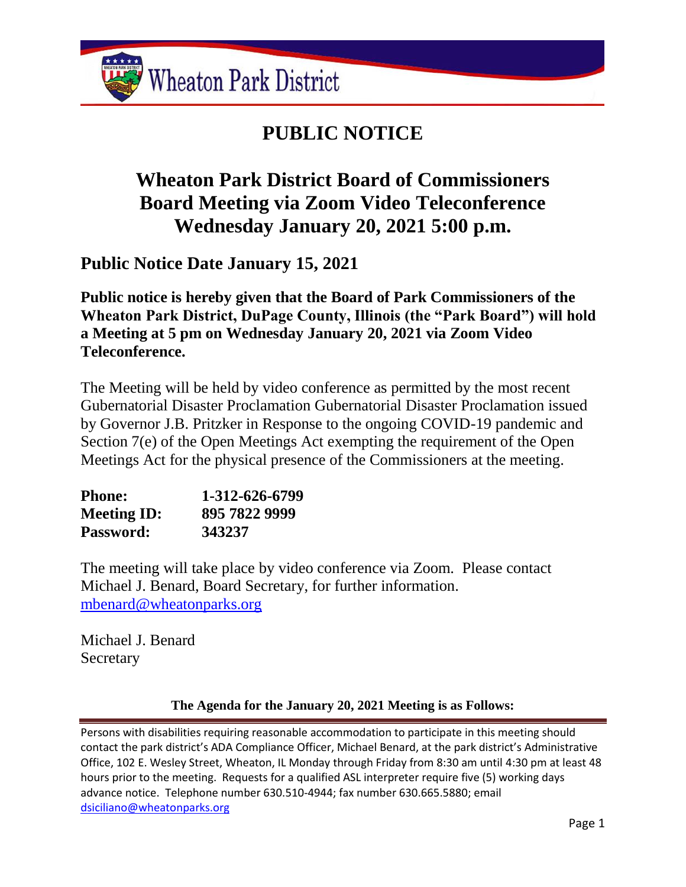Wheaton Park District

# PUBLIC NOTICE

## Wheaton Park District Board of Commissioners Board Meeting via Zoom Video Teleconference Wednesday January 20, 2021 5:00 p.m.

### Public Notice Date January 15, 2021

**Public notice is hereby given that the Board of Park Commissioners of the Wheaton Park District, DuPage County, Illinois (the "Park Board") will hold a Meeting at 5 pm on Wednesday January 20, 2021 via Zoom Video Teleconference.**

The Meeting will be held by video conference as permitted by the most recent Gubernatorial Disaster Proclamation Gubernatorial Disaster Proclamation issued by Governor J.B. Pritzker in Response to the ongoing COVID-19 pandemic and Section 7(e) of the Open Meetings Act exempting the requirement of the Open Meetings Act for the physical presence of the Commissioners at the meeting.

**Phone:** **1-312-626-6799**
**Meeting ID:** **895 7822 9999**
**Password:** **343237**

The meeting will take place by video conference via Zoom. Please contact Michael J. Benard, Board Secretary, for further information.
mbenard@wheatonparks.org

Michael J. Benard
Secretary

**The Agenda for the January 20, 2021 Meeting is as Follows:**

Persons with disabilities requiring reasonable accommodation to participate in this meeting should contact the park district's ADA Compliance Officer, Michael Benard, at the park district's Administrative Office, 102 E. Wesley Street, Wheaton, IL Monday through Friday from 8:30 am until 4:30 pm at least 48 hours prior to the meeting. Requests for a qualified ASL interpreter require five (5) working days advance notice. Telephone number 630.510-4944; fax number 630.665.5880; email dsiciliano@wheatonparks.org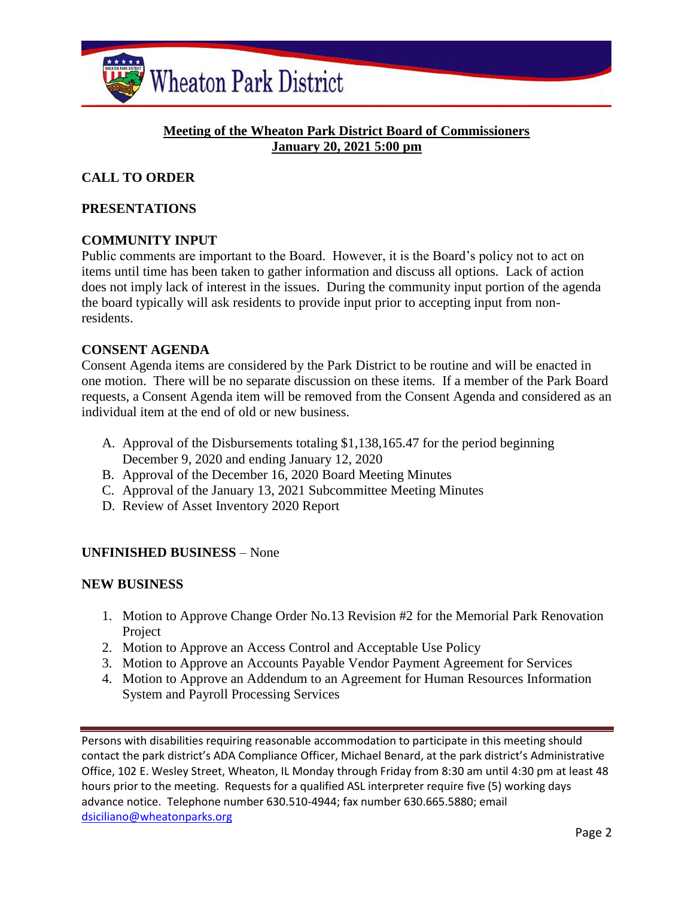Wheaton Park District

**Meeting of the Wheaton Park District Board of Commissioners**
**January 20, 2021 5:00 pm**

## CALL TO ORDER

## PRESENTATIONS

## COMMUNITY INPUT

Public comments are important to the Board. However, it is the Board's policy not to act on items until time has been taken to gather information and discuss all options. Lack of action does not imply lack of interest in the issues. During the community input portion of the agenda the board typically will ask residents to provide input prior to accepting input from non-residents.

## CONSENT AGENDA

Consent Agenda items are considered by the Park District to be routine and will be enacted in one motion. There will be no separate discussion on these items. If a member of the Park Board requests, a Consent Agenda item will be removed from the Consent Agenda and considered as an individual item at the end of old or new business.

A. Approval of the Disbursements totaling $1,138,165.47 for the period beginning December 9, 2020 and ending January 12, 2020
B. Approval of the December 16, 2020 Board Meeting Minutes
C. Approval of the January 13, 2021 Subcommittee Meeting Minutes
D. Review of Asset Inventory 2020 Report

## UNFINISHED BUSINESS – None

## NEW BUSINESS

1. Motion to Approve Change Order No.13 Revision #2 for the Memorial Park Renovation Project
2. Motion to Approve an Access Control and Acceptable Use Policy
3. Motion to Approve an Accounts Payable Vendor Payment Agreement for Services
4. Motion to Approve an Addendum to an Agreement for Human Resources Information System and Payroll Processing Services

Persons with disabilities requiring reasonable accommodation to participate in this meeting should contact the park district's ADA Compliance Officer, Michael Benard, at the park district's Administrative Office, 102 E. Wesley Street, Wheaton, IL Monday through Friday from 8:30 am until 4:30 pm at least 48 hours prior to the meeting. Requests for a qualified ASL interpreter require five (5) working days advance notice. Telephone number 630.510-4944; fax number 630.665.5880; email dsiciliano@wheatonparks.org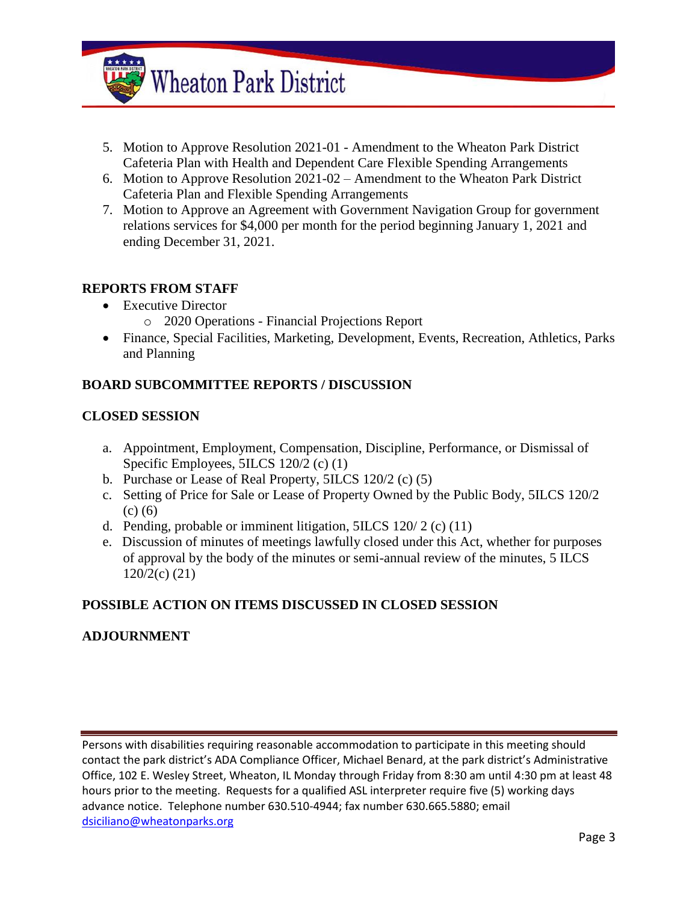5. Motion to Approve Resolution 2021-01 - Amendment to the Wheaton Park District Cafeteria Plan with Health and Dependent Care Flexible Spending Arrangements
6. Motion to Approve Resolution 2021-02 – Amendment to the Wheaton Park District Cafeteria Plan and Flexible Spending Arrangements
7. Motion to Approve an Agreement with Government Navigation Group for government relations services for $4,000 per month for the period beginning January 1, 2021 and ending December 31, 2021.

**REPORTS FROM STAFF**

- Executive Director
  - 2020 Operations - Financial Projections Report
- Finance, Special Facilities, Marketing, Development, Events, Recreation, Athletics, Parks and Planning

**BOARD SUBCOMMITTEE REPORTS / DISCUSSION**

**CLOSED SESSION**

a. Appointment, Employment, Compensation, Discipline, Performance, or Dismissal of Specific Employees, 5ILCS 120/2 (c) (1)
b. Purchase or Lease of Real Property, 5ILCS 120/2 (c) (5)
c. Setting of Price for Sale or Lease of Property Owned by the Public Body, 5ILCS 120/2 (c) (6)
d. Pending, probable or imminent litigation, 5ILCS 120/ 2 (c) (11)
e. Discussion of minutes of meetings lawfully closed under this Act, whether for purposes of approval by the body of the minutes or semi-annual review of the minutes, 5 ILCS 120/2(c) (21)

**POSSIBLE ACTION ON ITEMS DISCUSSED IN CLOSED SESSION**

**ADJOURNMENT**

Persons with disabilities requiring reasonable accommodation to participate in this meeting should contact the park district's ADA Compliance Officer, Michael Benard, at the park district's Administrative Office, 102 E. Wesley Street, Wheaton, IL Monday through Friday from 8:30 am until 4:30 pm at least 48 hours prior to the meeting. Requests for a qualified ASL interpreter require five (5) working days advance notice. Telephone number 630.510-4944; fax number 630.665.5880; email dsiciliano@wheatonparks.org